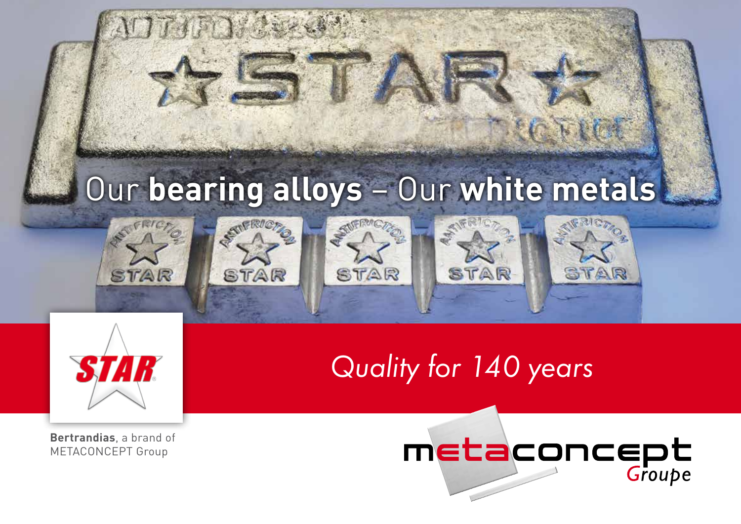# Our **bearing alloys** – Our **white metals**

*Quality for 140 years*

**Bertrandias**, a brand of
METACONCEPT Group

metaconcept *Groupe*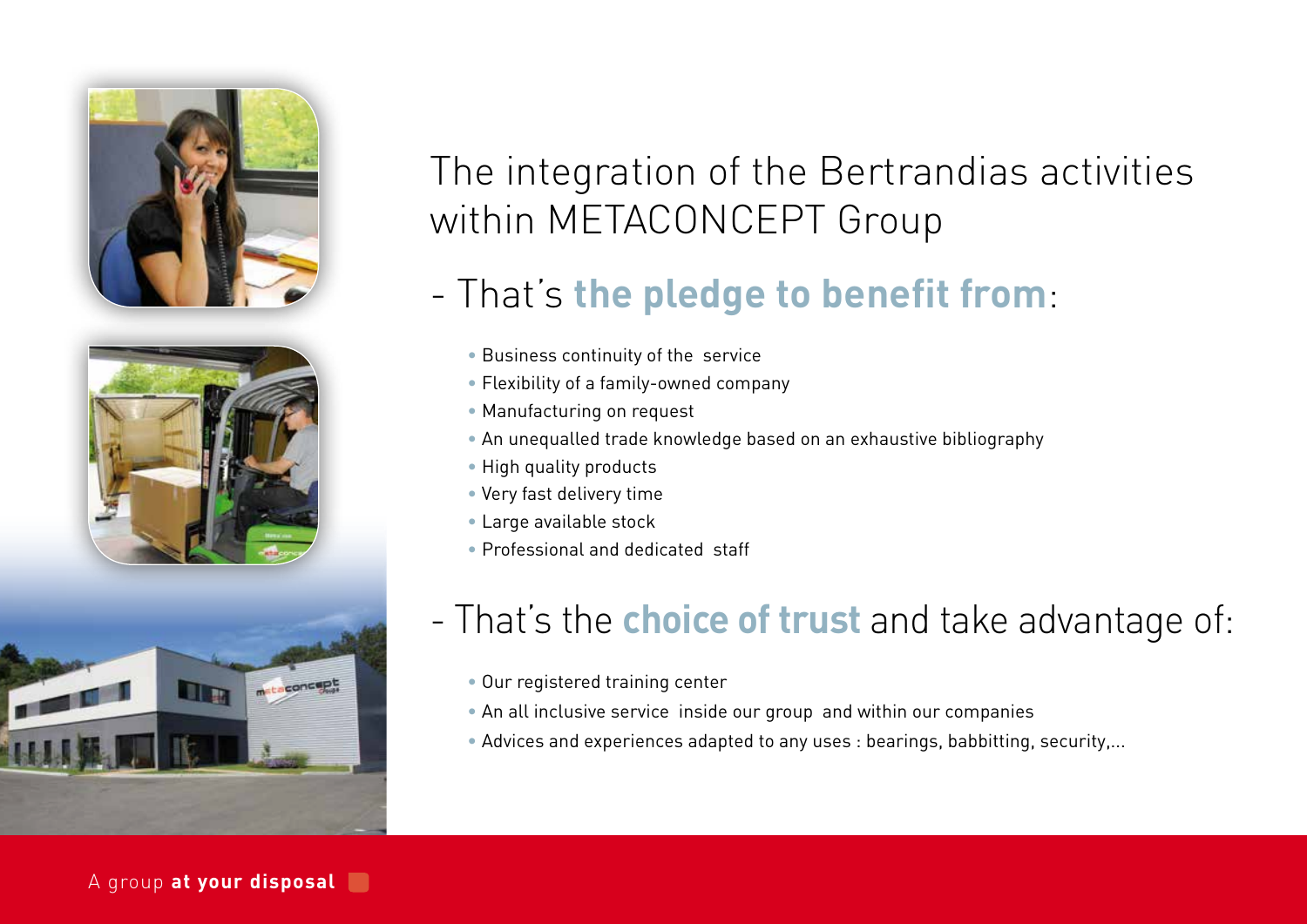# The integration of the Bertrandias activities within METACONCEPT Group

## - That's **the pledge to benefit from**:

- Business continuity of the service
- Flexibility of a family-owned company
- Manufacturing on request
- An unequalled trade knowledge based on an exhaustive bibliography
- High quality products
- Very fast delivery time
- Large available stock
- Professional and dedicated staff

## - That's the **choice of trust** and take advantage of:

- Our registered training center
- An all inclusive service inside our group and within our companies
- Advices and experiences adapted to any uses : bearings, babbitting, security,...

A group **at your disposal**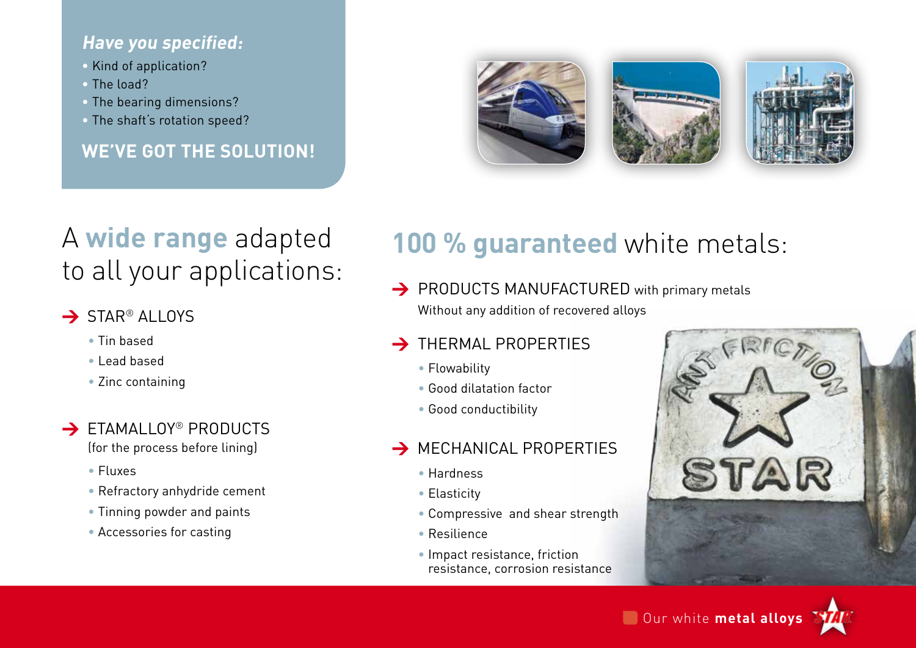***Have you specified:***

- Kind of application?
- The load?
- The bearing dimensions?
- The shaft's rotation speed?

**WE'VE GOT THE SOLUTION!**

# A **wide range** adapted to all your applications:

## STAR® ALLOYS

- Tin based
- Lead based
- Zinc containing

## ETAMALLOY® PRODUCTS

(for the process before lining)

- Fluxes
- Refractory anhydride cement
- Tinning powder and paints
- Accessories for casting

# **100 % guaranteed** white metals:

## PRODUCTS MANUFACTURED with primary metals

Without any addition of recovered alloys

## THERMAL PROPERTIES

- Flowability
- Good dilatation factor
- Good conductibility

## MECHANICAL PROPERTIES

- Hardness
- Elasticity
- Compressive and shear strength
- Resilience
- Impact resistance, friction resistance, corrosion resistance

Our white **metal alloys**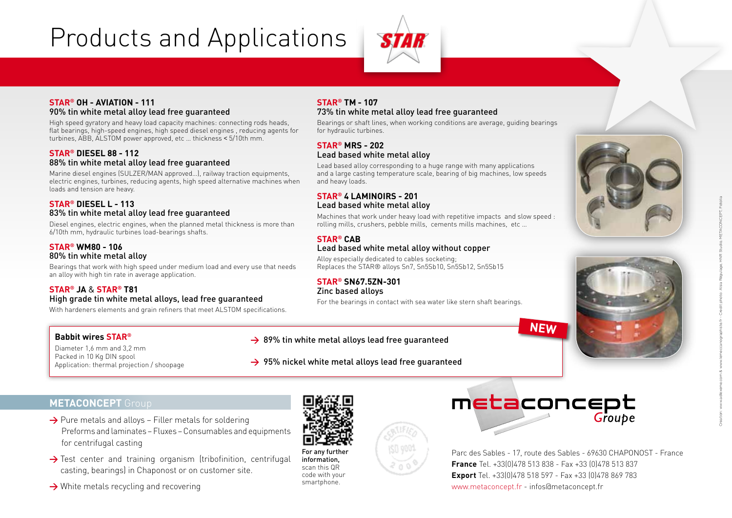# Products and Applications

STAR

### STAR® OH - AVIATION - 111
90% tin white metal alloy lead free guaranteed

High speed gyratory and heavy load capacity machines: connecting rods heads, flat bearings, high-speed engines, high speed diesel engines , reducing agents for turbines, ABB, ALSTOM power approved, etc ... thickness < 5/10th mm.

### STAR® DIESEL 88 - 112
88% tin white metal alloy lead free guaranteed

Marine diesel engines (SULZER/MAN approved...), railway traction equipments, electric engines, turbines, reducing agents, high speed alternative machines when loads and tension are heavy.

### STAR® DIESEL L - 113
83% tin white metal alloy lead free guaranteed

Diesel engines, electric engines, when the planned metal thickness is more than 6/10th mm, hydraulic turbines load-bearings shafts.

### STAR® WM80 - 106
80% tin white metal alloy

Bearings that work with high speed under medium load and every use that needs an alloy with high tin rate in average application.

### STAR® JA & STAR® T81
High grade tin white metal alloys, lead free guaranteed

With hardeners elements and grain refiners that meet ALSTOM specifications.

### STAR® TM - 107
73% tin white metal alloy lead free guaranteed

Bearings or shaft lines, when working conditions are average, guiding bearings for hydraulic turbines.

### STAR® MRS - 202
Lead based white metal alloy

Lead based alloy corresponding to a huge range with many applications and a large casting temperature scale, bearing of big machines, low speeds and heavy loads.

### STAR® 4 LAMINOIRS - 201
Lead based white metal alloy

Machines that work under heavy load with repetitive impacts and slow speed : rolling mills, crushers, pebble mills, cements mills machines, etc ...

### STAR® CAB
Lead based white metal alloy without copper

Alloy especially dedicated to cables socketing;
Replaces the STAR® alloys Sn7, Sn5Sb10, Sn5Sb12, Sn5Sb15

### STAR® SN67.5ZN-301
Zinc based alloys

For the bearings in contact with sea water like stern shaft bearings.

**Babbit wires STAR®**

Diameter 1,6 mm and 3,2 mm
Packed in 10 Kg DIN spool
Application: thermal projection / shoopage

NEW

- → 89% tin white metal alloys lead free guaranteed
- → 95% nickel white metal alloys lead free guaranteed

## METACONCEPT Group

- → Pure metals and alloys – Filler metals for soldering
  Preforms and laminates – Fluxes – Consumables and equipments for centrifugal casting
- → Test center and training organism (tribofinition, centrifugal casting, bearings) in Chaponost or on customer site.
- → White metals recycling and recovering

For any further information, scan this QR code with your smartphone.

CERTIFIED ISO 9001 2008

metaconcept Groupe

Parc des Sables - 17, route des Sables - 69630 CHAPONOST - France
**France** Tel. +33(0)478 513 838 - Fax +33 (0)478 513 837
**Export** Tel. +33(0)478 518 597 - Fax +33 (0)478 869 783
www.metaconcept.fr - infos@metaconcept.fr

Création: www.wadiexeme.com & www.lemeccanographiste.fr - Credit photo: Alsa Régulage, HNR Studio, METACONCEPT, Fotolia